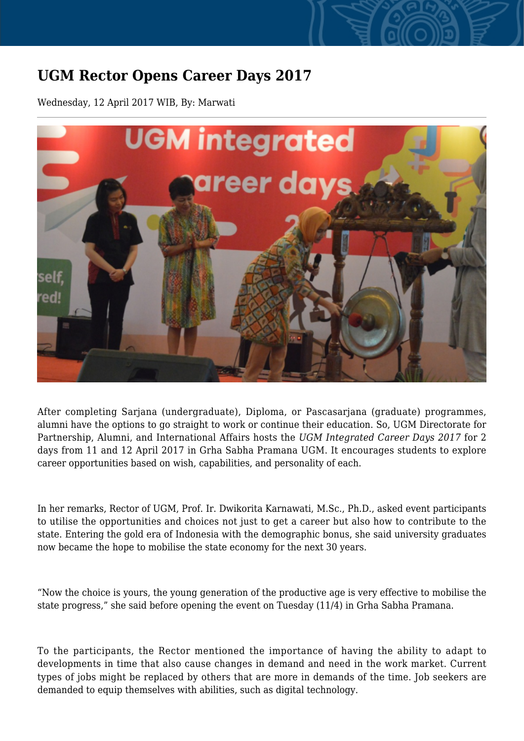# UGM Rector Opens Career Days 2017

Wednesday, 12 April 2017 WIB, By: Marwati

After completing Sarjana (undergraduate), Diploma, or Pascasarjana (graduate) programmes, alumni have the options to go straight to work or continue their education. So, UGM Directorate for Partnership, Alumni, and International Affairs hosts the *UGM Integrated Career Days 2017* for 2 days from 11 and 12 April 2017 in Grha Sabha Pramana UGM. It encourages students to explore career opportunities based on wish, capabilities, and personality of each.

In her remarks, Rector of UGM, Prof. Ir. Dwikorita Karnawati, M.Sc., Ph.D., asked event participants to utilise the opportunities and choices not just to get a career but also how to contribute to the state. Entering the gold era of Indonesia with the demographic bonus, she said university graduates now became the hope to mobilise the state economy for the next 30 years.

"Now the choice is yours, the young generation of the productive age is very effective to mobilise the state progress," she said before opening the event on Tuesday (11/4) in Grha Sabha Pramana.

To the participants, the Rector mentioned the importance of having the ability to adapt to developments in time that also cause changes in demand and need in the work market. Current types of jobs might be replaced by others that are more in demands of the time. Job seekers are demanded to equip themselves with abilities, such as digital technology.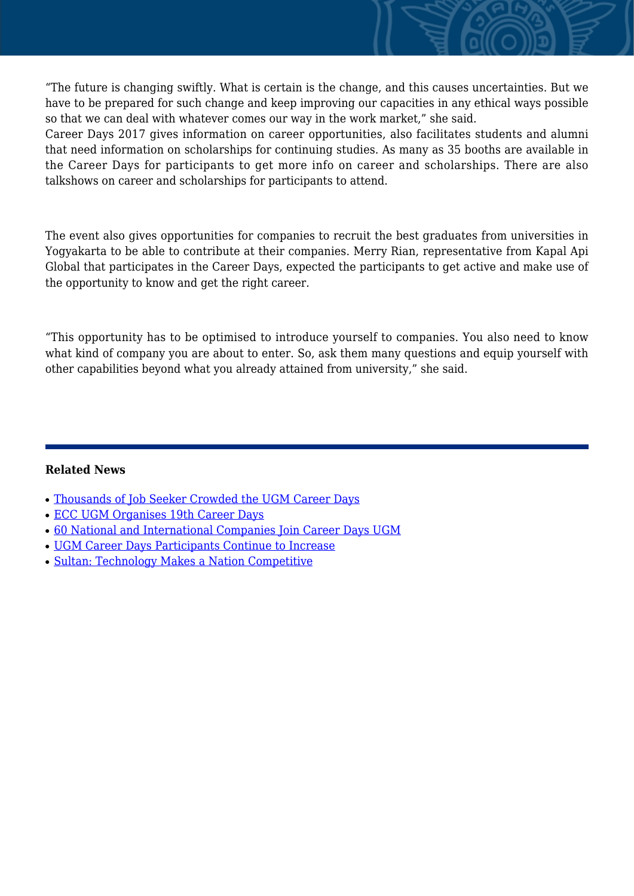"The future is changing swiftly. What is certain is the change, and this causes uncertainties. But we have to be prepared for such change and keep improving our capacities in any ethical ways possible so that we can deal with whatever comes our way in the work market," she said.
Career Days 2017 gives information on career opportunities, also facilitates students and alumni that need information on scholarships for continuing studies. As many as 35 booths are available in the Career Days for participants to get more info on career and scholarships. There are also talkshows on career and scholarships for participants to attend.

The event also gives opportunities for companies to recruit the best graduates from universities in Yogyakarta to be able to contribute at their companies. Merry Rian, representative from Kapal Api Global that participates in the Career Days, expected the participants to get active and make use of the opportunity to know and get the right career.

"This opportunity has to be optimised to introduce yourself to companies. You also need to know what kind of company you are about to enter. So, ask them many questions and equip yourself with other capabilities beyond what you already attained from university," she said.

---

**Related News**

- Thousands of Job Seeker Crowded the UGM Career Days
- ECC UGM Organises 19th Career Days
- 60 National and International Companies Join Career Days UGM
- UGM Career Days Participants Continue to Increase
- Sultan: Technology Makes a Nation Competitive